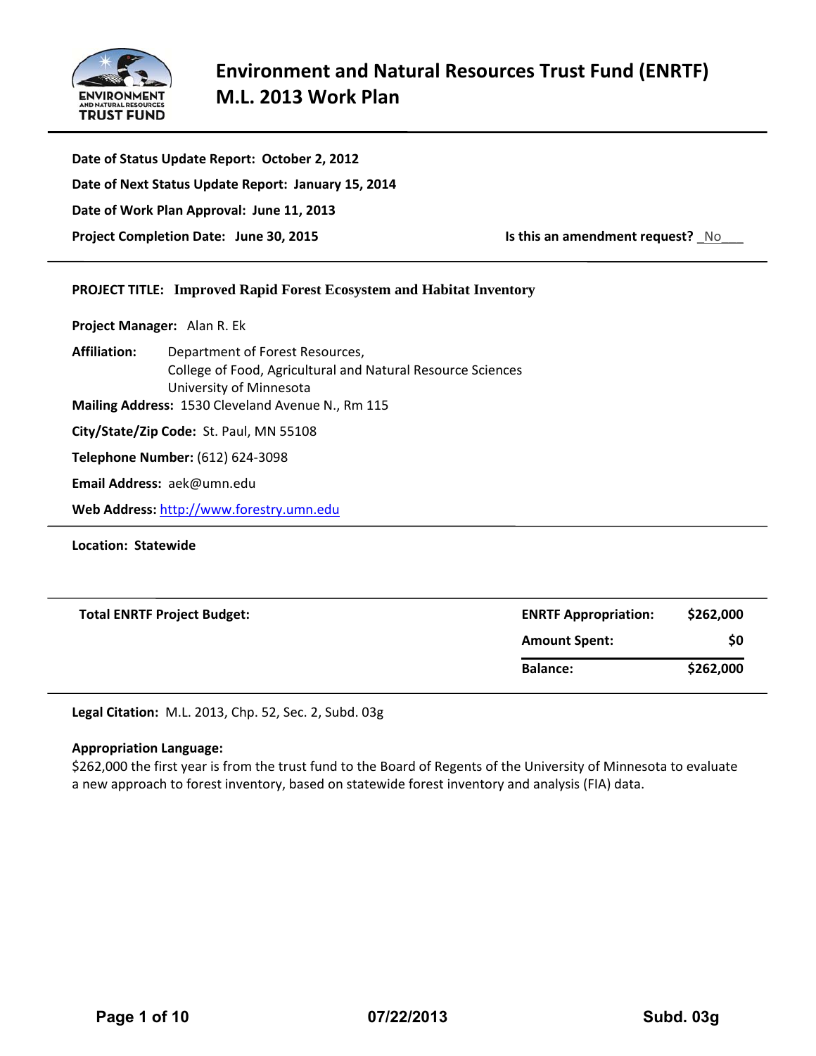# Environment and Natural Resources Trust Fund (ENRTF) M.L. 2013 Work Plan

**Date of Status Update Report: October 2, 2012**

**Date of Next Status Update Report: January 15, 2014**

**Date of Work Plan Approval: June 11, 2013**

**Project Completion Date: June 30, 2015**

**Is this an amendment request?** _No___

---

**PROJECT TITLE: Improved Rapid Forest Ecosystem and Habitat Inventory**

**Project Manager:** Alan R. Ek

**Affiliation:** Department of Forest Resources, College of Food, Agricultural and Natural Resource Sciences, University of Minnesota

**Mailing Address:** 1530 Cleveland Avenue N., Rm 115

**City/State/Zip Code:** St. Paul, MN 55108

**Telephone Number:** (612) 624-3098

**Email Address:** aek@umn.edu

**Web Address:** http://www.forestry.umn.edu

---

**Location: Statewide**

---

| **Total ENRTF Project Budget:** | **ENRTF Appropriation:** | **$262,000** |
|---|---|---|
| | **Amount Spent:** | **$0** |
| | **Balance:** | **$262,000** |

**Legal Citation:** M.L. 2013, Chp. 52, Sec. 2, Subd. 03g

**Appropriation Language:**
$262,000 the first year is from the trust fund to the Board of Regents of the University of Minnesota to evaluate a new approach to forest inventory, based on statewide forest inventory and analysis (FIA) data.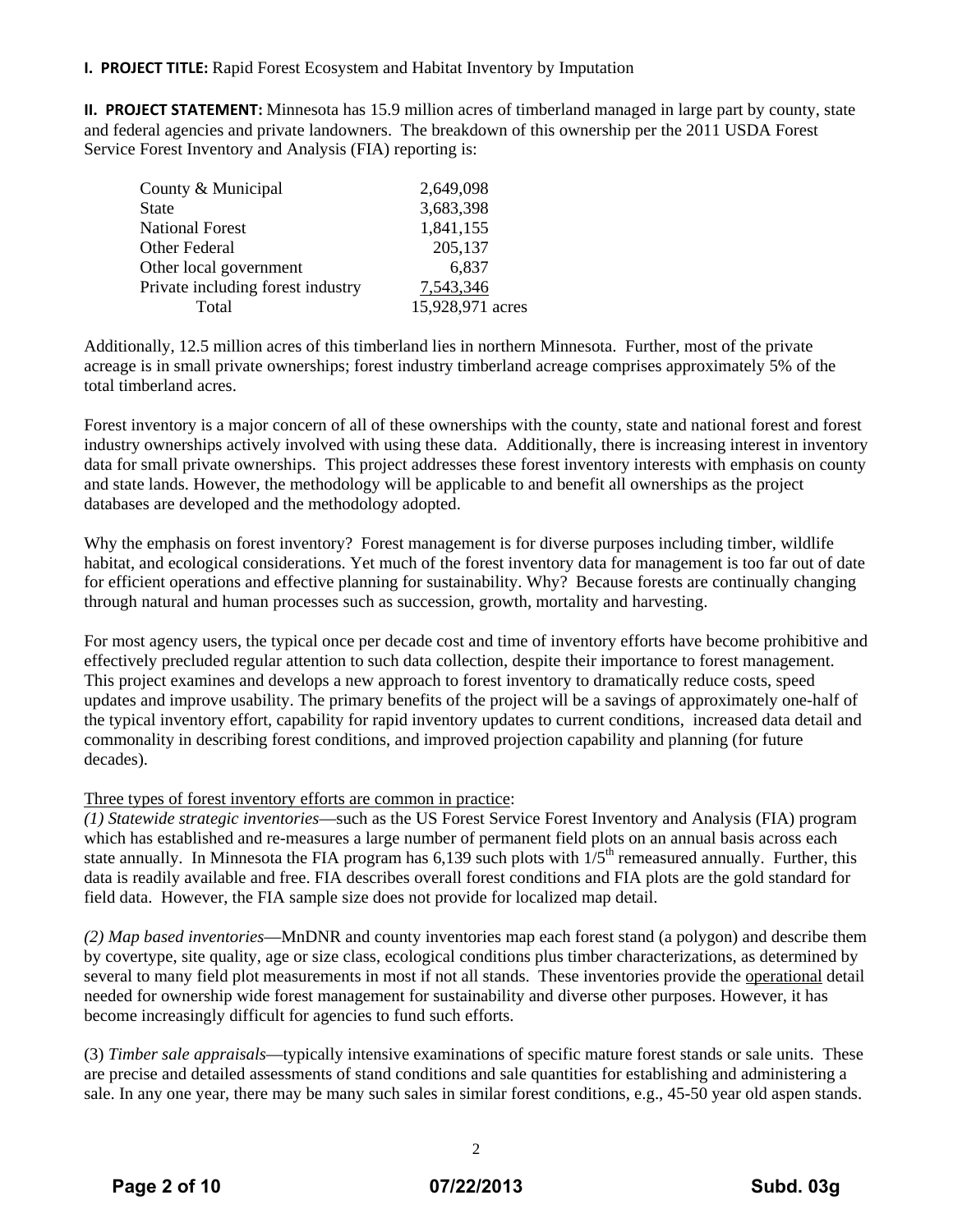**I. PROJECT TITLE:** Rapid Forest Ecosystem and Habitat Inventory by Imputation

**II. PROJECT STATEMENT:** Minnesota has 15.9 million acres of timberland managed in large part by county, state and federal agencies and private landowners. The breakdown of this ownership per the 2011 USDA Forest Service Forest Inventory and Analysis (FIA) reporting is:

| Ownership | Acres |
|---|---|
| County & Municipal | 2,649,098 |
| State | 3,683,398 |
| National Forest | 1,841,155 |
| Other Federal | 205,137 |
| Other local government | 6,837 |
| Private including forest industry | 7,543,346 |
| Total | 15,928,971 acres |

Additionally, 12.5 million acres of this timberland lies in northern Minnesota. Further, most of the private acreage is in small private ownerships; forest industry timberland acreage comprises approximately 5% of the total timberland acres.

Forest inventory is a major concern of all of these ownerships with the county, state and national forest and forest industry ownerships actively involved with using these data. Additionally, there is increasing interest in inventory data for small private ownerships. This project addresses these forest inventory interests with emphasis on county and state lands. However, the methodology will be applicable to and benefit all ownerships as the project databases are developed and the methodology adopted.

Why the emphasis on forest inventory? Forest management is for diverse purposes including timber, wildlife habitat, and ecological considerations. Yet much of the forest inventory data for management is too far out of date for efficient operations and effective planning for sustainability. Why? Because forests are continually changing through natural and human processes such as succession, growth, mortality and harvesting.

For most agency users, the typical once per decade cost and time of inventory efforts have become prohibitive and effectively precluded regular attention to such data collection, despite their importance to forest management. This project examines and develops a new approach to forest inventory to dramatically reduce costs, speed updates and improve usability. The primary benefits of the project will be a savings of approximately one-half of the typical inventory effort, capability for rapid inventory updates to current conditions, increased data detail and commonality in describing forest conditions, and improved projection capability and planning (for future decades).

Three types of forest inventory efforts are common in practice:

*(1) Statewide strategic inventories*—such as the US Forest Service Forest Inventory and Analysis (FIA) program which has established and re-measures a large number of permanent field plots on an annual basis across each state annually. In Minnesota the FIA program has 6,139 such plots with $1/5^{th}$ remeasured annually. Further, this data is readily available and free. FIA describes overall forest conditions and FIA plots are the gold standard for field data. However, the FIA sample size does not provide for localized map detail.

*(2) Map based inventories*—MnDNR and county inventories map each forest stand (a polygon) and describe them by covertype, site quality, age or size class, ecological conditions plus timber characterizations, as determined by several to many field plot measurements in most if not all stands. These inventories provide the operational detail needed for ownership wide forest management for sustainability and diverse other purposes. However, it has become increasingly difficult for agencies to fund such efforts.

(3) *Timber sale appraisals*—typically intensive examinations of specific mature forest stands or sale units. These are precise and detailed assessments of stand conditions and sale quantities for establishing and administering a sale. In any one year, there may be many such sales in similar forest conditions, e.g., 45-50 year old aspen stands.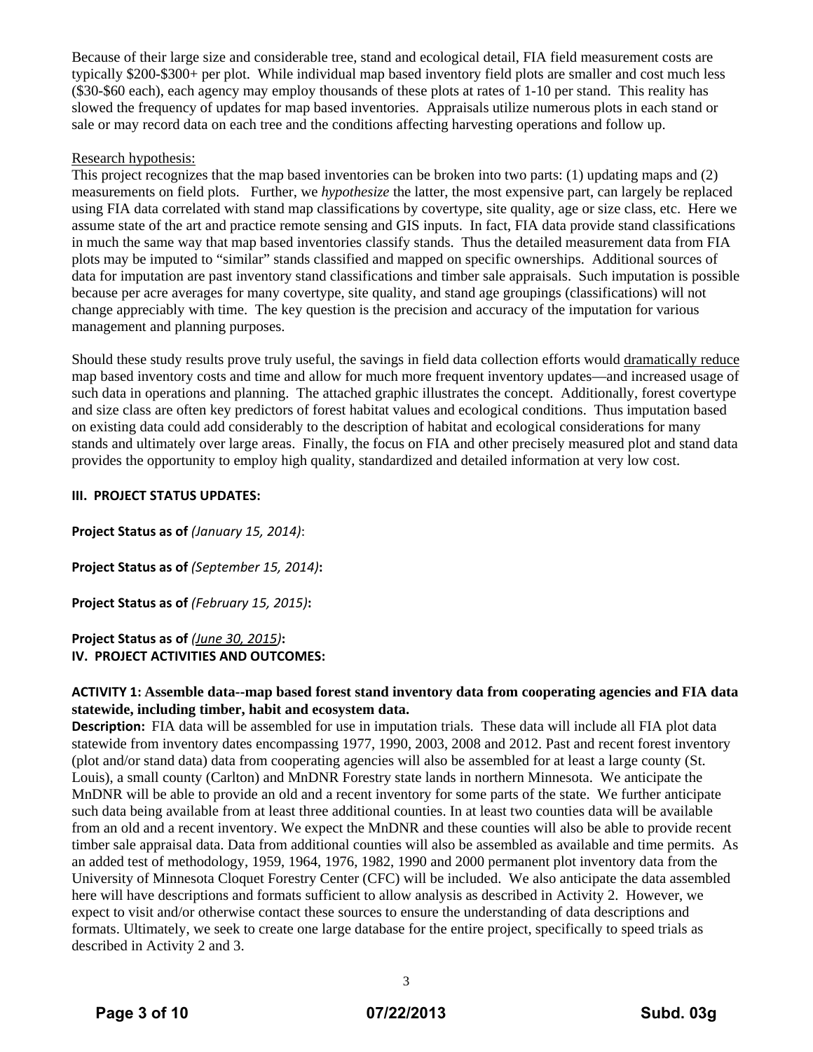Because of their large size and considerable tree, stand and ecological detail, FIA field measurement costs are typically $200-$300+ per plot. While individual map based inventory field plots are smaller and cost much less ($30-$60 each), each agency may employ thousands of these plots at rates of 1-10 per stand. This reality has slowed the frequency of updates for map based inventories. Appraisals utilize numerous plots in each stand or sale or may record data on each tree and the conditions affecting harvesting operations and follow up.

Research hypothesis:

This project recognizes that the map based inventories can be broken into two parts: (1) updating maps and (2) measurements on field plots. Further, we *hypothesize* the latter, the most expensive part, can largely be replaced using FIA data correlated with stand map classifications by covertype, site quality, age or size class, etc. Here we assume state of the art and practice remote sensing and GIS inputs. In fact, FIA data provide stand classifications in much the same way that map based inventories classify stands. Thus the detailed measurement data from FIA plots may be imputed to "similar" stands classified and mapped on specific ownerships. Additional sources of data for imputation are past inventory stand classifications and timber sale appraisals. Such imputation is possible because per acre averages for many covertype, site quality, and stand age groupings (classifications) will not change appreciably with time. The key question is the precision and accuracy of the imputation for various management and planning purposes.

Should these study results prove truly useful, the savings in field data collection efforts would dramatically reduce map based inventory costs and time and allow for much more frequent inventory updates—and increased usage of such data in operations and planning. The attached graphic illustrates the concept. Additionally, forest covertype and size class are often key predictors of forest habitat values and ecological conditions. Thus imputation based on existing data could add considerably to the description of habitat and ecological considerations for many stands and ultimately over large areas. Finally, the focus on FIA and other precisely measured plot and stand data provides the opportunity to employ high quality, standardized and detailed information at very low cost.

## III. PROJECT STATUS UPDATES:

**Project Status as of** *(January 15, 2014)*:

**Project Status as of** *(September 15, 2014)***:**

**Project Status as of** *(February 15, 2015)***:**

**Project Status as of** *(June 30, 2015)***:**

## IV. PROJECT ACTIVITIES AND OUTCOMES:

### ACTIVITY 1: Assemble data--map based forest stand inventory data from cooperating agencies and FIA data statewide, including timber, habit and ecosystem data.

**Description:** FIA data will be assembled for use in imputation trials. These data will include all FIA plot data statewide from inventory dates encompassing 1977, 1990, 2003, 2008 and 2012. Past and recent forest inventory (plot and/or stand data) data from cooperating agencies will also be assembled for at least a large county (St. Louis), a small county (Carlton) and MnDNR Forestry state lands in northern Minnesota. We anticipate the MnDNR will be able to provide an old and a recent inventory for some parts of the state. We further anticipate such data being available from at least three additional counties. In at least two counties data will be available from an old and a recent inventory. We expect the MnDNR and these counties will also be able to provide recent timber sale appraisal data. Data from additional counties will also be assembled as available and time permits. As an added test of methodology, 1959, 1964, 1976, 1982, 1990 and 2000 permanent plot inventory data from the University of Minnesota Cloquet Forestry Center (CFC) will be included. We also anticipate the data assembled here will have descriptions and formats sufficient to allow analysis as described in Activity 2. However, we expect to visit and/or otherwise contact these sources to ensure the understanding of data descriptions and formats. Ultimately, we seek to create one large database for the entire project, specifically to speed trials as described in Activity 2 and 3.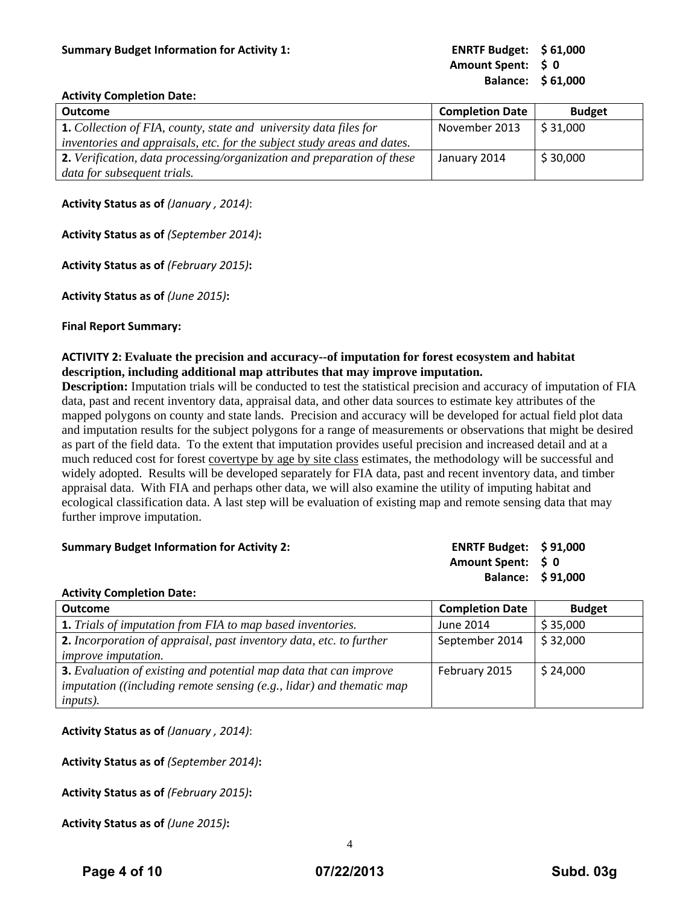**Summary Budget Information for Activity 1:**

**ENRTF Budget: $ 61,000**
**Amount Spent: $ 0**
**Balance: $ 61,000**

**Activity Completion Date:**

| Outcome | Completion Date | Budget |
|---|---|---|
| **1.** *Collection of FIA, county, state and university data files for inventories and appraisals, etc. for the subject study areas and dates.* | November 2013 | $ 31,000 |
| **2.** *Verification, data processing/organization and preparation of these data for subsequent trials.* | January 2014 | $ 30,000 |

**Activity Status as of** *(January , 2014)*:

**Activity Status as of** *(September 2014)***:**

**Activity Status as of** *(February 2015)***:**

**Activity Status as of** *(June 2015)***:**

**Final Report Summary:**

**ACTIVITY 2: Evaluate the precision and accuracy--of imputation for forest ecosystem and habitat description, including additional map attributes that may improve imputation.**

**Description:** Imputation trials will be conducted to test the statistical precision and accuracy of imputation of FIA data, past and recent inventory data, appraisal data, and other data sources to estimate key attributes of the mapped polygons on county and state lands. Precision and accuracy will be developed for actual field plot data and imputation results for the subject polygons for a range of measurements or observations that might be desired as part of the field data. To the extent that imputation provides useful precision and increased detail and at a much reduced cost for forest covertype by age by site class estimates, the methodology will be successful and widely adopted. Results will be developed separately for FIA data, past and recent inventory data, and timber appraisal data. With FIA and perhaps other data, we will also examine the utility of imputing habitat and ecological classification data. A last step will be evaluation of existing map and remote sensing data that may further improve imputation.

**Summary Budget Information for Activity 2:**

**ENRTF Budget: $ 91,000**
**Amount Spent: $ 0**
**Balance: $ 91,000**

**Activity Completion Date:**

| Outcome | Completion Date | Budget |
|---|---|---|
| **1.** *Trials of imputation from FIA to map based inventories.* | June 2014 | $ 35,000 |
| **2.** *Incorporation of appraisal, past inventory data, etc. to further improve imputation.* | September 2014 | $ 32,000 |
| **3.** *Evaluation of existing and potential map data that can improve imputation ((including remote sensing (e.g., lidar) and thematic map inputs).* | February 2015 | $ 24,000 |

**Activity Status as of** *(January , 2014)*:

**Activity Status as of** *(September 2014)***:**

**Activity Status as of** *(February 2015)***:**

**Activity Status as of** *(June 2015)***:**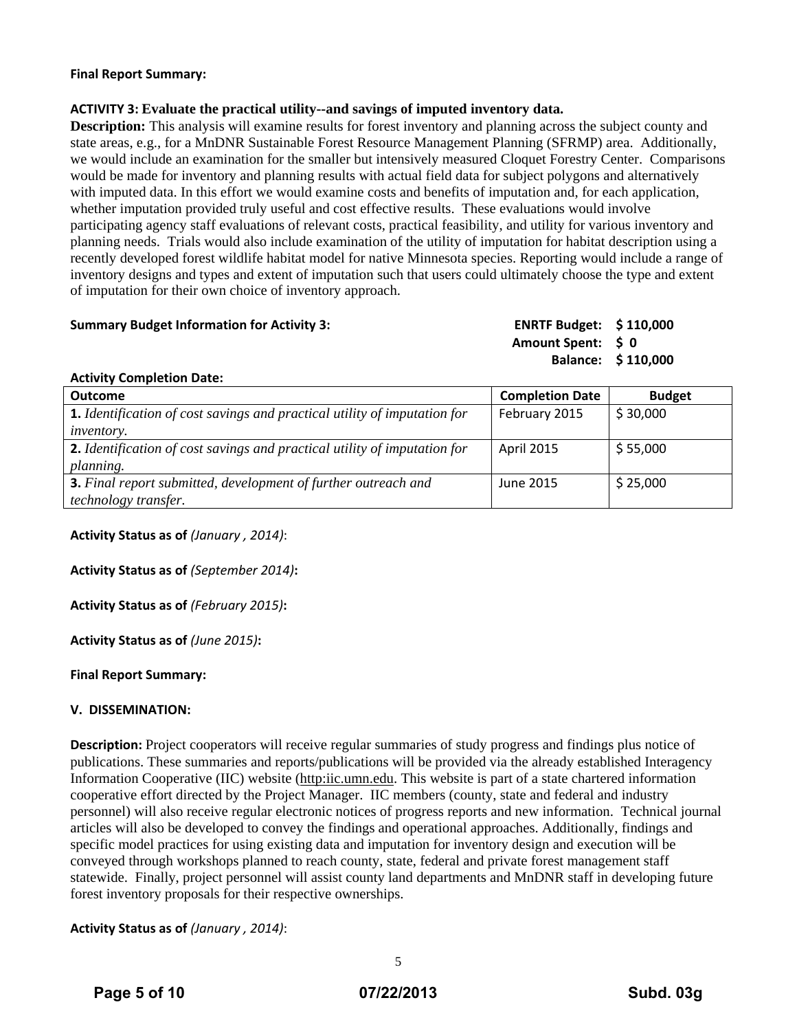**Final Report Summary:**

**ACTIVITY 3: Evaluate the practical utility--and savings of imputed inventory data.**

**Description:** This analysis will examine results for forest inventory and planning across the subject county and state areas, e.g., for a MnDNR Sustainable Forest Resource Management Planning (SFRMP) area. Additionally, we would include an examination for the smaller but intensively measured Cloquet Forestry Center. Comparisons would be made for inventory and planning results with actual field data for subject polygons and alternatively with imputed data. In this effort we would examine costs and benefits of imputation and, for each application, whether imputation provided truly useful and cost effective results. These evaluations would involve participating agency staff evaluations of relevant costs, practical feasibility, and utility for various inventory and planning needs. Trials would also include examination of the utility of imputation for habitat description using a recently developed forest wildlife habitat model for native Minnesota species. Reporting would include a range of inventory designs and types and extent of imputation such that users could ultimately choose the type and extent of imputation for their own choice of inventory approach.

**Summary Budget Information for Activity 3:**

**ENRTF Budget: $ 110,000**
**Amount Spent: $ 0**
**Balance: $ 110,000**

**Activity Completion Date:**

| Outcome | Completion Date | Budget |
|---|---|---|
| **1.** *Identification of cost savings and practical utility of imputation for inventory.* | February 2015 | $ 30,000 |
| **2.** *Identification of cost savings and practical utility of imputation for planning.* | April 2015 | $ 55,000 |
| **3.** *Final report submitted, development of further outreach and technology transfer.* | June 2015 | $ 25,000 |

**Activity Status as of** *(January , 2014)*:

**Activity Status as of** *(September 2014)***:**

**Activity Status as of** *(February 2015)***:**

**Activity Status as of** *(June 2015)***:**

**Final Report Summary:**

**V. DISSEMINATION:**

**Description:** Project cooperators will receive regular summaries of study progress and findings plus notice of publications. These summaries and reports/publications will be provided via the already established Interagency Information Cooperative (IIC) website (http:iic.umn.edu. This website is part of a state chartered information cooperative effort directed by the Project Manager. IIC members (county, state and federal and industry personnel) will also receive regular electronic notices of progress reports and new information. Technical journal articles will also be developed to convey the findings and operational approaches. Additionally, findings and specific model practices for using existing data and imputation for inventory design and execution will be conveyed through workshops planned to reach county, state, federal and private forest management staff statewide. Finally, project personnel will assist county land departments and MnDNR staff in developing future forest inventory proposals for their respective ownerships.

**Activity Status as of** *(January , 2014)*: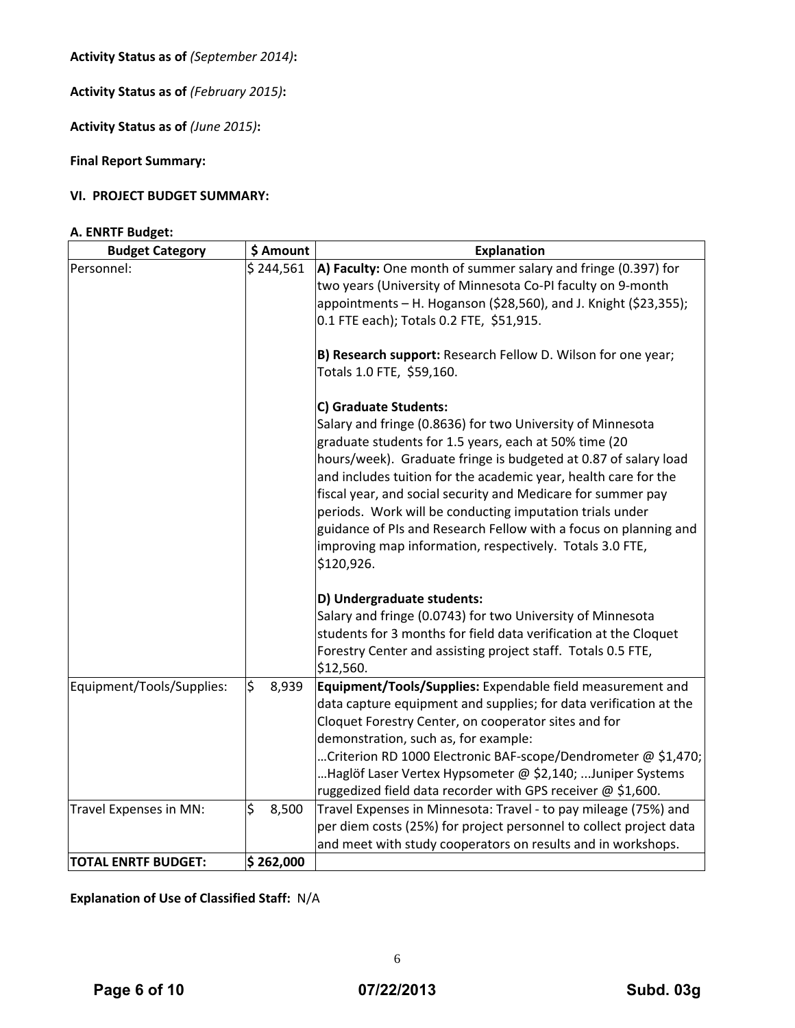**Activity Status as of** *(September 2014)***:**

**Activity Status as of** *(February 2015)***:**

**Activity Status as of** *(June 2015)***:**

**Final Report Summary:**

**VI. PROJECT BUDGET SUMMARY:**

**A. ENRTF Budget:**

| Budget Category | $ Amount | Explanation |
|---|---|---|
| Personnel: | $ 244,561 | **A) Faculty:** One month of summer salary and fringe (0.397) for two years (University of Minnesota Co-PI faculty on 9-month appointments – H. Hoganson ($28,560), and J. Knight ($23,355); 0.1 FTE each); Totals 0.2 FTE, $51,915.<br><br>**B) Research support:** Research Fellow D. Wilson for one year; Totals 1.0 FTE, $59,160.<br><br>**C) Graduate Students:**<br>Salary and fringe (0.8636) for two University of Minnesota graduate students for 1.5 years, each at 50% time (20 hours/week). Graduate fringe is budgeted at 0.87 of salary load and includes tuition for the academic year, health care for the fiscal year, and social security and Medicare for summer pay periods. Work will be conducting imputation trials under guidance of PIs and Research Fellow with a focus on planning and improving map information, respectively. Totals 3.0 FTE, $120,926.<br><br>**D) Undergraduate students:**<br>Salary and fringe (0.0743) for two University of Minnesota students for 3 months for field data verification at the Cloquet Forestry Center and assisting project staff. Totals 0.5 FTE, $12,560. |
| Equipment/Tools/Supplies: | $ 8,939 | **Equipment/Tools/Supplies:** Expendable field measurement and data capture equipment and supplies; for data verification at the Cloquet Forestry Center, on cooperator sites and for demonstration, such as, for example:<br>…Criterion RD 1000 Electronic BAF-scope/Dendrometer @ $1,470;<br>…Haglöf Laser Vertex Hypsometer @ $2,140; ...Juniper Systems ruggedized field data recorder with GPS receiver @ $1,600. |
| Travel Expenses in MN: | $ 8,500 | Travel Expenses in Minnesota: Travel - to pay mileage (75%) and per diem costs (25%) for project personnel to collect project data and meet with study cooperators on results and in workshops. |
| **TOTAL ENRTF BUDGET:** | **$ 262,000** | |

**Explanation of Use of Classified Staff:** N/A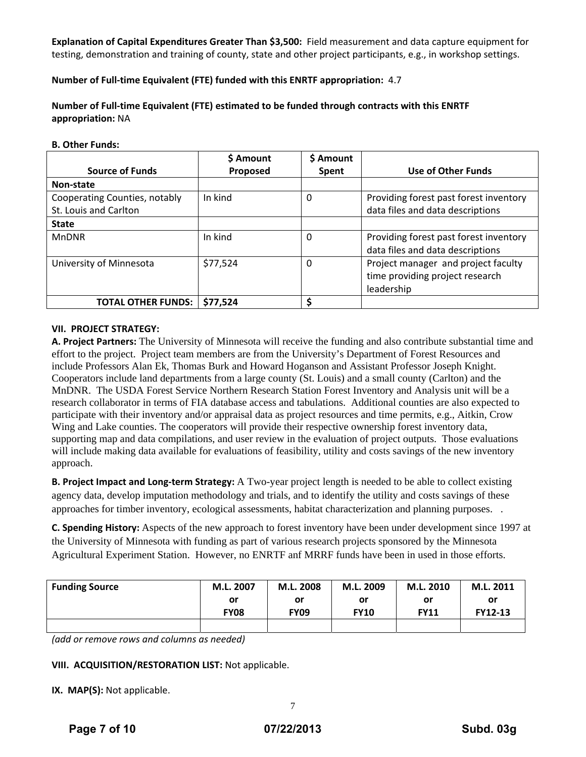**Explanation of Capital Expenditures Greater Than $3,500:** Field measurement and data capture equipment for testing, demonstration and training of county, state and other project participants, e.g., in workshop settings.

**Number of Full-time Equivalent (FTE) funded with this ENRTF appropriation:** 4.7

**Number of Full-time Equivalent (FTE) estimated to be funded through contracts with this ENRTF appropriation:** NA

**B. Other Funds:**

| Source of Funds | $ Amount Proposed | $ Amount Spent | Use of Other Funds |
|---|---|---|---|
| **Non-state** | | | |
| Cooperating Counties, notably St. Louis and Carlton | In kind | 0 | Providing forest past forest inventory data files and data descriptions |
| **State** | | | |
| MnDNR | In kind | 0 | Providing forest past forest inventory data files and data descriptions |
| University of Minnesota | $77,524 | 0 | Project manager and project faculty time providing project research leadership |
| **TOTAL OTHER FUNDS:** | **$77,524** | **$** | |

**VII. PROJECT STRATEGY:**

**A. Project Partners:** The University of Minnesota will receive the funding and also contribute substantial time and effort to the project. Project team members are from the University's Department of Forest Resources and include Professors Alan Ek, Thomas Burk and Howard Hoganson and Assistant Professor Joseph Knight. Cooperators include land departments from a large county (St. Louis) and a small county (Carlton) and the MnDNR. The USDA Forest Service Northern Research Station Forest Inventory and Analysis unit will be a research collaborator in terms of FIA database access and tabulations. Additional counties are also expected to participate with their inventory and/or appraisal data as project resources and time permits, e.g., Aitkin, Crow Wing and Lake counties. The cooperators will provide their respective ownership forest inventory data, supporting map and data compilations, and user review in the evaluation of project outputs. Those evaluations will include making data available for evaluations of feasibility, utility and costs savings of the new inventory approach.

**B. Project Impact and Long-term Strategy:** A Two-year project length is needed to be able to collect existing agency data, develop imputation methodology and trials, and to identify the utility and costs savings of these approaches for timber inventory, ecological assessments, habitat characterization and planning purposes. .

**C. Spending History:** Aspects of the new approach to forest inventory have been under development since 1997 at the University of Minnesota with funding as part of various research projects sponsored by the Minnesota Agricultural Experiment Station. However, no ENRTF anf MRRF funds have been in used in those efforts.

| Funding Source | M.L. 2007 or FY08 | M.L. 2008 or FY09 | M.L. 2009 or FY10 | M.L. 2010 or FY11 | M.L. 2011 or FY12-13 |
|---|---|---|---|---|---|
| | | | | | |

*(add or remove rows and columns as needed)*

**VIII. ACQUISITION/RESTORATION LIST:** Not applicable.

**IX. MAP(S):** Not applicable.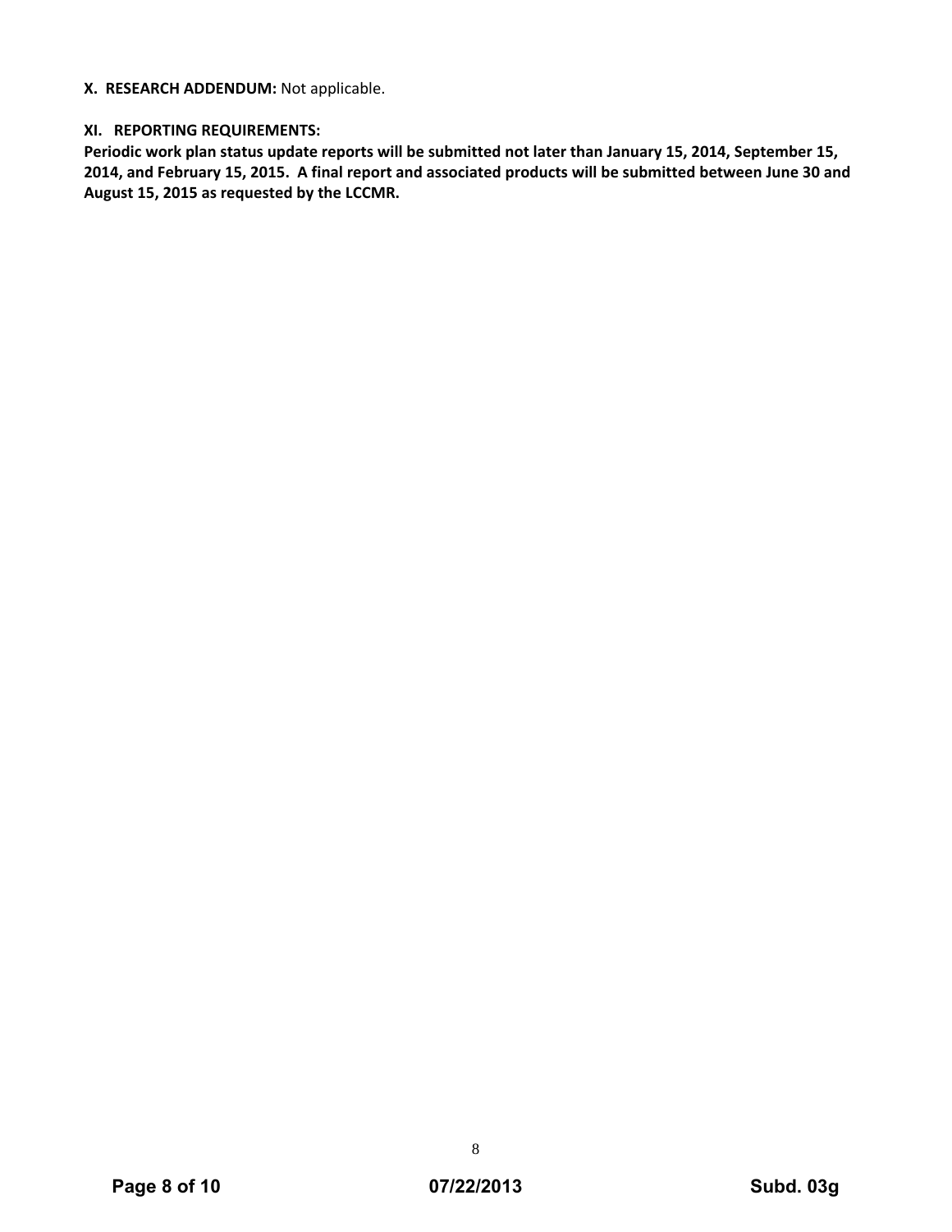**X. RESEARCH ADDENDUM:** Not applicable.

**XI. REPORTING REQUIREMENTS:**

**Periodic work plan status update reports will be submitted not later than January 15, 2014, September 15, 2014, and February 15, 2015. A final report and associated products will be submitted between June 30 and August 15, 2015 as requested by the LCCMR.**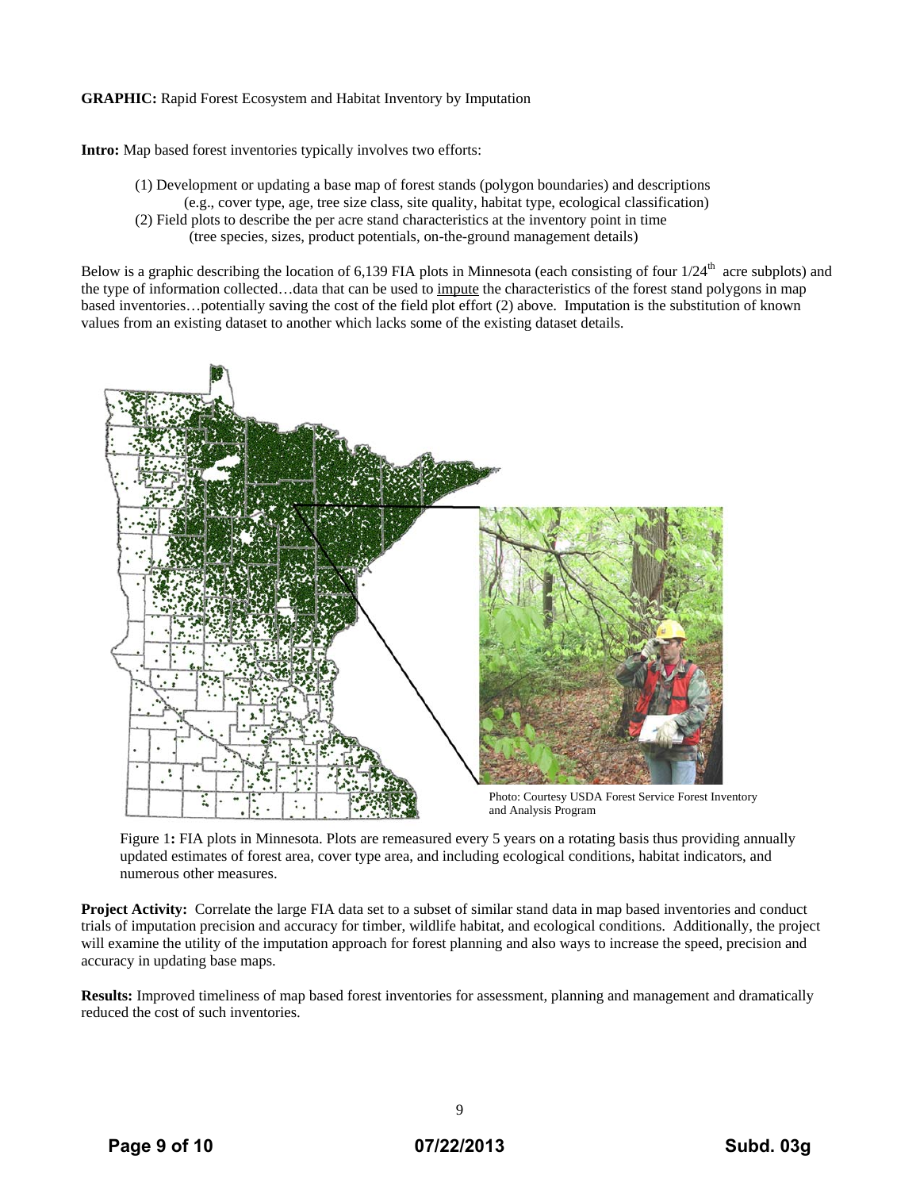**GRAPHIC:** Rapid Forest Ecosystem and Habitat Inventory by Imputation

**Intro:** Map based forest inventories typically involves two efforts:

(1) Development or updating a base map of forest stands (polygon boundaries) and descriptions (e.g., cover type, age, tree size class, site quality, habitat type, ecological classification)
(2) Field plots to describe the per acre stand characteristics at the inventory point in time (tree species, sizes, product potentials, on-the-ground management details)

Below is a graphic describing the location of 6,139 FIA plots in Minnesota (each consisting of four 1/24th acre subplots) and the type of information collected…data that can be used to impute the characteristics of the forest stand polygons in map based inventories…potentially saving the cost of the field plot effort (2) above. Imputation is the substitution of known values from an existing dataset to another which lacks some of the existing dataset details.

Photo: Courtesy USDA Forest Service Forest Inventory and Analysis Program

Figure 1**:** FIA plots in Minnesota. Plots are remeasured every 5 years on a rotating basis thus providing annually updated estimates of forest area, cover type area, and including ecological conditions, habitat indicators, and numerous other measures.

**Project Activity:** Correlate the large FIA data set to a subset of similar stand data in map based inventories and conduct trials of imputation precision and accuracy for timber, wildlife habitat, and ecological conditions. Additionally, the project will examine the utility of the imputation approach for forest planning and also ways to increase the speed, precision and accuracy in updating base maps.

**Results:** Improved timeliness of map based forest inventories for assessment, planning and management and dramatically reduced the cost of such inventories.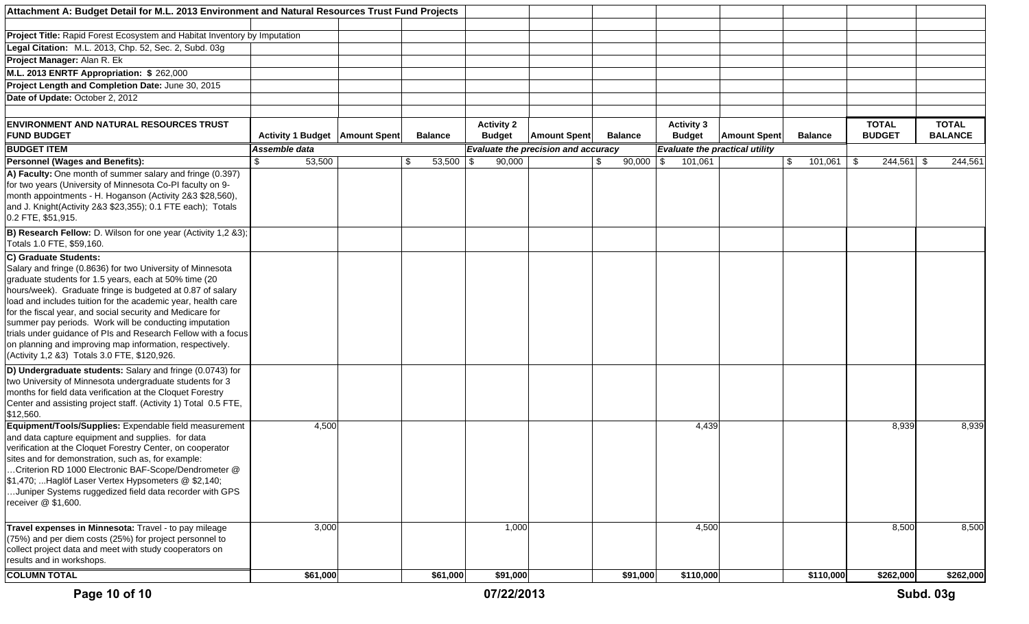| Attachment A: Budget Detail for M.L. 2013 Environment and Natural Resources Trust Fund Projects | | | | | | | | | | | |
|---|---|---|---|---|---|---|---|---|---|---|---|
| | | | | | | | | | | | |
| **Project Title:** Rapid Forest Ecosystem and Habitat Inventory by Imputation | | | | | | | | | | | |
| **Legal Citation:** M.L. 2013, Chp. 52, Sec. 2, Subd. 03g | | | | | | | | | | | |
| **Project Manager:** Alan R. Ek | | | | | | | | | | | |
| **M.L. 2013 ENRTF Appropriation: $** 262,000 | | | | | | | | | | | |
| **Project Length and Completion Date:** June 30, 2015 | | | | | | | | | | | |
| **Date of Update:** October 2, 2012 | | | | | | | | | | | |
| | | | | | | | | | | | |
| **ENVIRONMENT AND NATURAL RESOURCES TRUST FUND BUDGET** | **Activity 1 Budget** | **Amount Spent** | **Balance** | **Activity 2 Budget** | **Amount Spent** | **Balance** | **Activity 3 Budget** | **Amount Spent** | **Balance** | **TOTAL BUDGET** | **TOTAL BALANCE** |
| **BUDGET ITEM** | *Assemble data* | | | *Evaluate the precision and accuracy* | | | *Evaluate the practical utility* | | | | |
| **Personnel (Wages and Benefits):** | $ 53,500 | | $ 53,500 | $ 90,000 | | $ 90,000 | $ 101,061 | | $ 101,061 | $ 244,561 | $ 244,561 |
| **A) Faculty:** One month of summer salary and fringe (0.397) for two years (University of Minnesota Co-PI faculty on 9-month appointments - H. Hoganson (Activity 2&3 $28,560), and J. Knight(Activity 2&3 $23,355); 0.1 FTE each); Totals 0.2 FTE, $51,915. | | | | | | | | | | | |
| **B) Research Fellow:** D. Wilson for one year (Activity 1,2 &3); Totals 1.0 FTE, $59,160. | | | | | | | | | | | |
| **C) Graduate Students:** Salary and fringe (0.8636) for two University of Minnesota graduate students for 1.5 years, each at 50% time (20 hours/week). Graduate fringe is budgeted at 0.87 of salary load and includes tuition for the academic year, health care for the fiscal year, and social security and Medicare for summer pay periods. Work will be conducting imputation trials under guidance of PIs and Research Fellow with a focus on planning and improving map information, respectively. (Activity 1,2 &3) Totals 3.0 FTE, $120,926. | | | | | | | | | | | |
| **D) Undergraduate students:** Salary and fringe (0.0743) for two University of Minnesota undergraduate students for 3 months for field data verification at the Cloquet Forestry Center and assisting project staff. (Activity 1) Total 0.5 FTE, $12,560. | | | | | | | | | | | |
| **Equipment/Tools/Supplies:** Expendable field measurement and data capture equipment and supplies. for data verification at the Cloquet Forestry Center, on cooperator sites and for demonstration, such as, for example: …Criterion RD 1000 Electronic BAF-Scope/Dendrometer @ $1,470; ...Haglöf Laser Vertex Hypsometers @ $2,140; …Juniper Systems ruggedized field data recorder with GPS receiver @ $1,600. | 4,500 | | | | | | 4,439 | | | 8,939 | 8,939 |
| **Travel expenses in Minnesota:** Travel - to pay mileage (75%) and per diem costs (25%) for project personnel to collect project data and meet with study cooperators on results and in workshops. | 3,000 | | | 1,000 | | | 4,500 | | | 8,500 | 8,500 |
| **COLUMN TOTAL** | **$61,000** | | **$61,000** | **$91,000** | | **$91,000** | **$110,000** | | **$110,000** | **$262,000** | **$262,000** |

07/22/2013

Subd. 03g